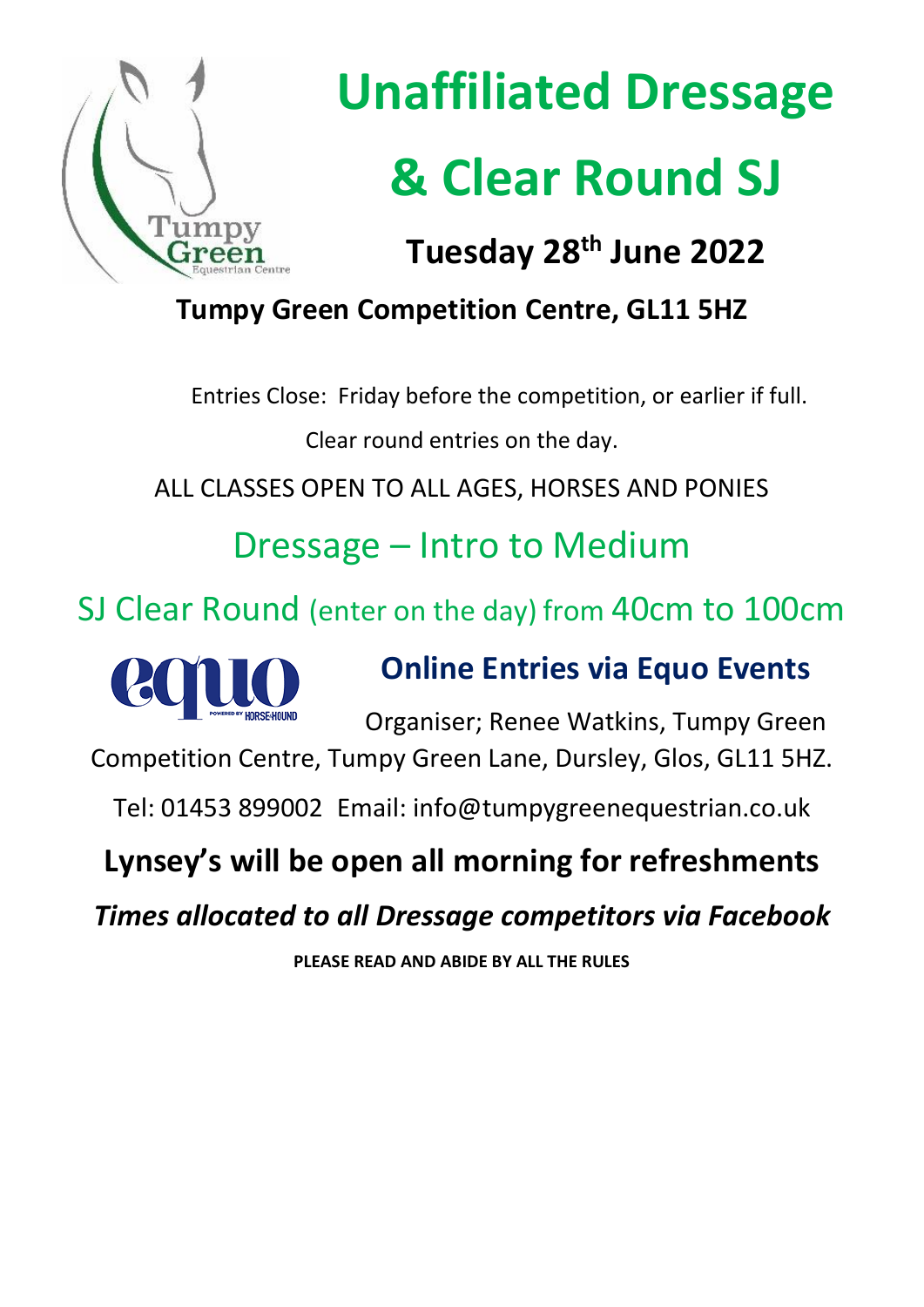# Unaffiliated Dressage & Clear Round SJ

## Tuesday 28th June 2022

**Tumpy Green Competition Centre, GL11 5HZ**

Entries Close: Friday before the competition, or earlier if full.

Clear round entries on the day.

ALL CLASSES OPEN TO ALL AGES, HORSES AND PONIES

## Dressage – Intro to Medium

## SJ Clear Round (enter on the day) from 40cm to 100cm

### Online Entries via Equo Events

Organiser; Renee Watkins, Tumpy Green Competition Centre, Tumpy Green Lane, Dursley, Glos, GL11 5HZ.

Tel: 01453 899002 Email: info@tumpygreenequestrian.co.uk

**Lynsey's will be open all morning for refreshments**

***Times allocated to all Dressage competitors via Facebook***

**PLEASE READ AND ABIDE BY ALL THE RULES**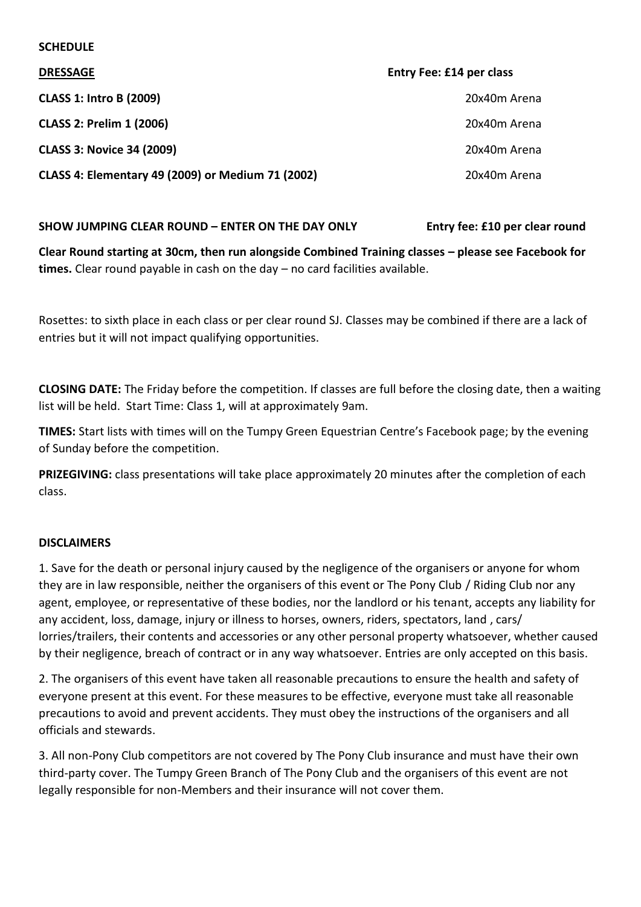**SCHEDULE**

| **DRESSAGE** | **Entry Fee: £14 per class** |
|---|---|
| **CLASS 1: Intro B (2009)** | 20x40m Arena |
| **CLASS 2: Prelim 1 (2006)** | 20x40m Arena |
| **CLASS 3: Novice 34 (2009)** | 20x40m Arena |
| **CLASS 4: Elementary 49 (2009) or Medium 71 (2002)** | 20x40m Arena |

**SHOW JUMPING CLEAR ROUND – ENTER ON THE DAY ONLY** **Entry fee: £10 per clear round**

**Clear Round starting at 30cm, then run alongside Combined Training classes – please see Facebook for times.** Clear round payable in cash on the day – no card facilities available.

Rosettes: to sixth place in each class or per clear round SJ. Classes may be combined if there are a lack of entries but it will not impact qualifying opportunities.

**CLOSING DATE:** The Friday before the competition. If classes are full before the closing date, then a waiting list will be held. Start Time: Class 1, will at approximately 9am.

**TIMES:** Start lists with times will on the Tumpy Green Equestrian Centre's Facebook page; by the evening of Sunday before the competition.

**PRIZEGIVING:** class presentations will take place approximately 20 minutes after the completion of each class.

**DISCLAIMERS**

1. Save for the death or personal injury caused by the negligence of the organisers or anyone for whom they are in law responsible, neither the organisers of this event or The Pony Club / Riding Club nor any agent, employee, or representative of these bodies, nor the landlord or his tenant, accepts any liability for any accident, loss, damage, injury or illness to horses, owners, riders, spectators, land , cars/ lorries/trailers, their contents and accessories or any other personal property whatsoever, whether caused by their negligence, breach of contract or in any way whatsoever. Entries are only accepted on this basis.

2. The organisers of this event have taken all reasonable precautions to ensure the health and safety of everyone present at this event. For these measures to be effective, everyone must take all reasonable precautions to avoid and prevent accidents. They must obey the instructions of the organisers and all officials and stewards.

3. All non-Pony Club competitors are not covered by The Pony Club insurance and must have their own third-party cover. The Tumpy Green Branch of The Pony Club and the organisers of this event are not legally responsible for non-Members and their insurance will not cover them.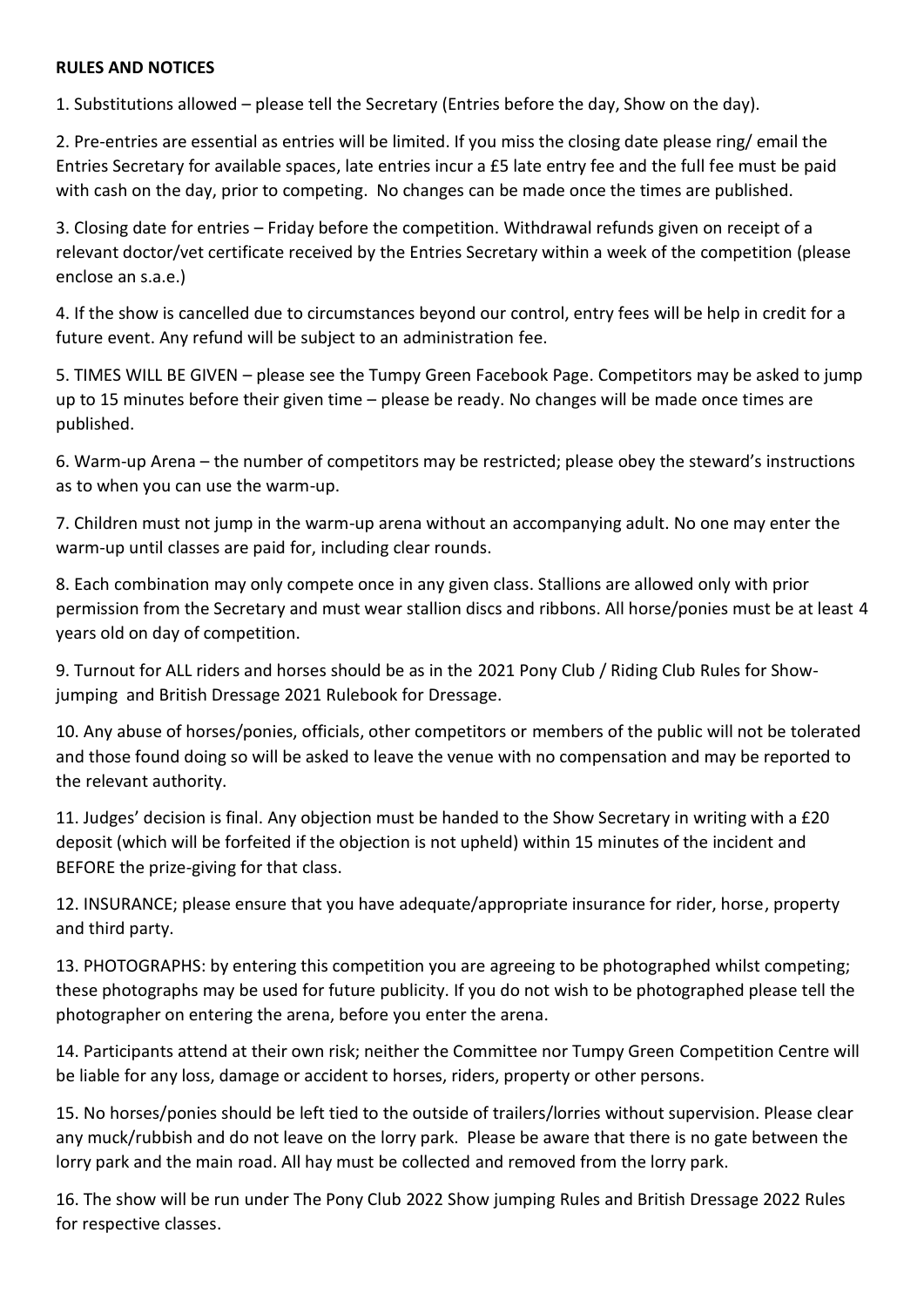**RULES AND NOTICES**

1. Substitutions allowed – please tell the Secretary (Entries before the day, Show on the day).

2. Pre-entries are essential as entries will be limited. If you miss the closing date please ring/ email the Entries Secretary for available spaces, late entries incur a £5 late entry fee and the full fee must be paid with cash on the day, prior to competing. No changes can be made once the times are published.

3. Closing date for entries – Friday before the competition. Withdrawal refunds given on receipt of a relevant doctor/vet certificate received by the Entries Secretary within a week of the competition (please enclose an s.a.e.)

4. If the show is cancelled due to circumstances beyond our control, entry fees will be help in credit for a future event. Any refund will be subject to an administration fee.

5. TIMES WILL BE GIVEN – please see the Tumpy Green Facebook Page. Competitors may be asked to jump up to 15 minutes before their given time – please be ready. No changes will be made once times are published.

6. Warm-up Arena – the number of competitors may be restricted; please obey the steward's instructions as to when you can use the warm-up.

7. Children must not jump in the warm-up arena without an accompanying adult. No one may enter the warm-up until classes are paid for, including clear rounds.

8. Each combination may only compete once in any given class. Stallions are allowed only with prior permission from the Secretary and must wear stallion discs and ribbons. All horse/ponies must be at least 4 years old on day of competition.

9. Turnout for ALL riders and horses should be as in the 2021 Pony Club / Riding Club Rules for Show-jumping and British Dressage 2021 Rulebook for Dressage.

10. Any abuse of horses/ponies, officials, other competitors or members of the public will not be tolerated and those found doing so will be asked to leave the venue with no compensation and may be reported to the relevant authority.

11. Judges' decision is final. Any objection must be handed to the Show Secretary in writing with a £20 deposit (which will be forfeited if the objection is not upheld) within 15 minutes of the incident and BEFORE the prize-giving for that class.

12. INSURANCE; please ensure that you have adequate/appropriate insurance for rider, horse, property and third party.

13. PHOTOGRAPHS: by entering this competition you are agreeing to be photographed whilst competing; these photographs may be used for future publicity. If you do not wish to be photographed please tell the photographer on entering the arena, before you enter the arena.

14. Participants attend at their own risk; neither the Committee nor Tumpy Green Competition Centre will be liable for any loss, damage or accident to horses, riders, property or other persons.

15. No horses/ponies should be left tied to the outside of trailers/lorries without supervision. Please clear any muck/rubbish and do not leave on the lorry park. Please be aware that there is no gate between the lorry park and the main road. All hay must be collected and removed from the lorry park.

16. The show will be run under The Pony Club 2022 Show jumping Rules and British Dressage 2022 Rules for respective classes.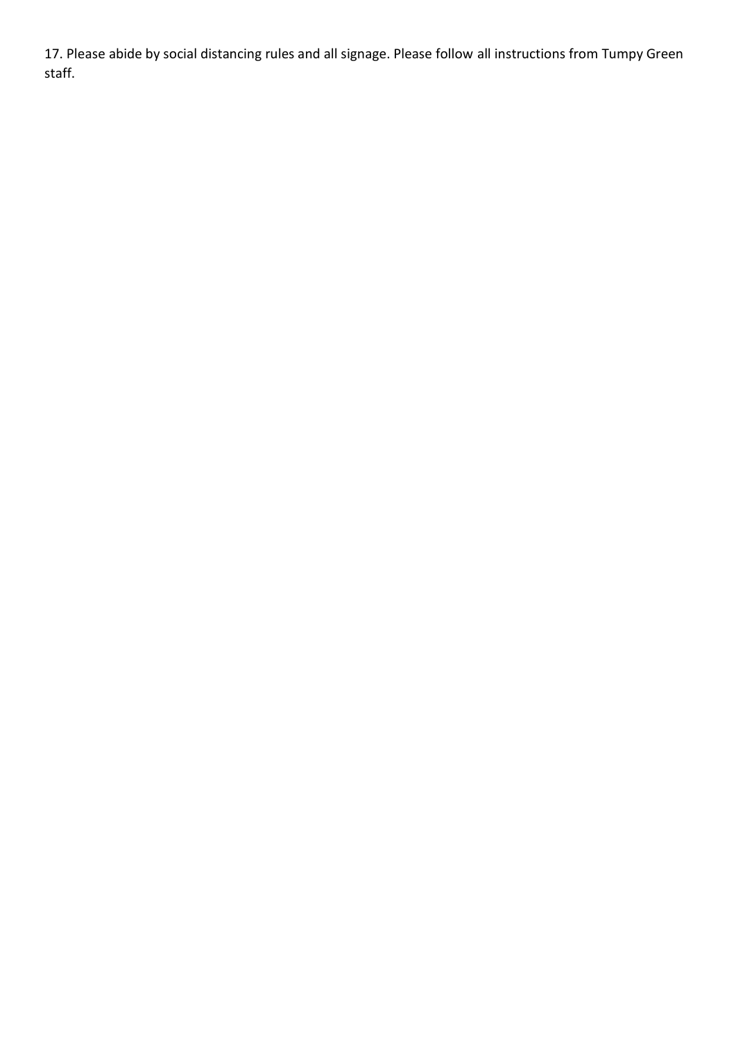17. Please abide by social distancing rules and all signage. Please follow all instructions from Tumpy Green staff.